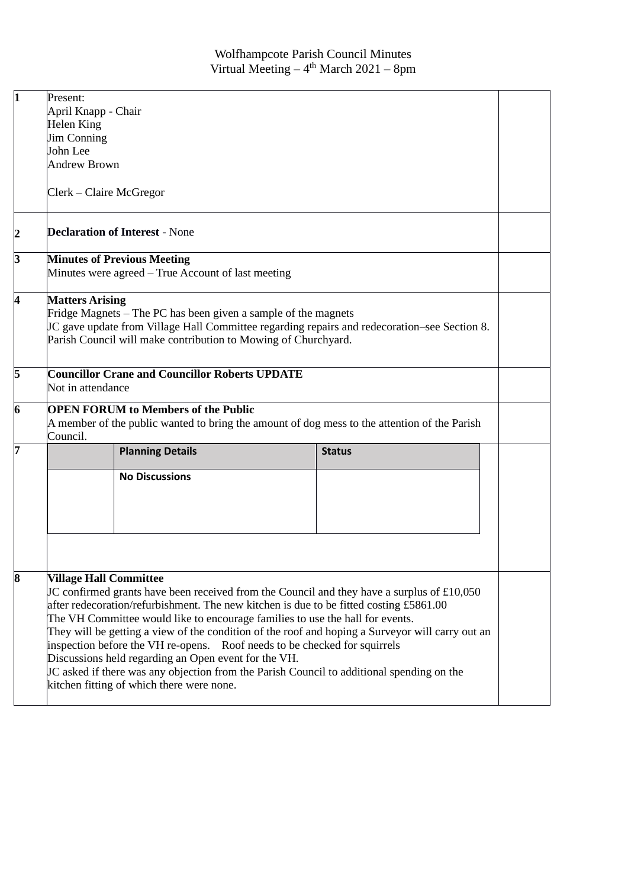# Wolfhampcote Parish Council Minutes
## Virtual Meeting – 4th March 2021 – 8pm

**1**

Present:
April Knapp - Chair
Helen King
Jim Conning
John Lee
Andrew Brown

Clerk – Claire McGregor

**2**

**Declaration of Interest** - None

**3**

**Minutes of Previous Meeting**
Minutes were agreed – True Account of last meeting

**4**

**Matters Arising**
Fridge Magnets – The PC has been given a sample of the magnets
JC gave update from Village Hall Committee regarding repairs and redecoration–see Section 8.
Parish Council will make contribution to Mowing of Churchyard.

**5**

**Councillor Crane and Councillor Roberts UPDATE**
Not in attendance

**6**

**OPEN FORUM to Members of the Public**
A member of the public wanted to bring the amount of dog mess to the attention of the Parish Council.

**7**

| | Planning Details | Status |
|---|---|---|
| | **No Discussions** | |

**8**

**Village Hall Committee**
JC confirmed grants have been received from the Council and they have a surplus of £10,050 after redecoration/refurbishment. The new kitchen is due to be fitted costing £5861.00
The VH Committee would like to encourage families to use the hall for events.
They will be getting a view of the condition of the roof and hoping a Surveyor will carry out an inspection before the VH re-opens. Roof needs to be checked for squirrels
Discussions held regarding an Open event for the VH.
JC asked if there was any objection from the Parish Council to additional spending on the kitchen fitting of which there were none.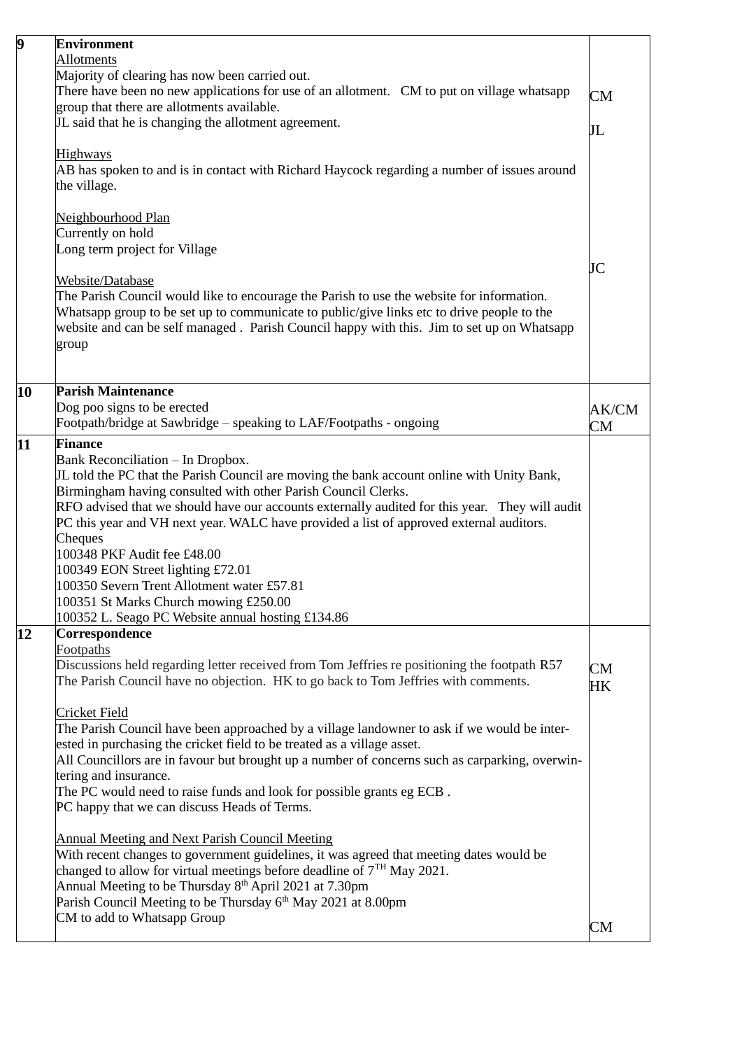| | | |
|---|---|---|
| **9** | **Environment**<br>Allotments<br>Majority of clearing has now been carried out.<br>There have been no new applications for use of an allotment. CM to put on village whatsapp group that there are allotments available.<br>JL said that he is changing the allotment agreement.<br><br>Highways<br>AB has spoken to and is in contact with Richard Haycock regarding a number of issues around the village.<br><br>Neighbourhood Plan<br>Currently on hold<br>Long term project for Village<br><br>Website/Database<br>The Parish Council would like to encourage the Parish to use the website for information. Whatsapp group to be set up to communicate to public/give links etc to drive people to the website and can be self managed . Parish Council happy with this. Jim to set up on Whatsapp group | CM<br><br>JL<br><br><br><br><br><br><br><br>JC |
| **10** | **Parish Maintenance**<br>Dog poo signs to be erected<br>Footpath/bridge at Sawbridge – speaking to LAF/Footpaths - ongoing | AK/CM<br>CM |
| **11** | **Finance**<br>Bank Reconciliation – In Dropbox.<br>JL told the PC that the Parish Council are moving the bank account online with Unity Bank, Birmingham having consulted with other Parish Council Clerks.<br>RFO advised that we should have our accounts externally audited for this year. They will audit PC this year and VH next year. WALC have provided a list of approved external auditors.<br>Cheques<br>100348 PKF Audit fee £48.00<br>100349 EON Street lighting £72.01<br>100350 Severn Trent Allotment water £57.81<br>100351 St Marks Church mowing £250.00<br>100352 L. Seago PC Website annual hosting £134.86 | |
| **12** | **Correspondence**<br>Footpaths<br>Discussions held regarding letter received from Tom Jeffries re positioning the footpath R57 The Parish Council have no objection. HK to go back to Tom Jeffries with comments.<br><br>Cricket Field<br>The Parish Council have been approached by a village landowner to ask if we would be interested in purchasing the cricket field to be treated as a village asset.<br>All Councillors are in favour but brought up a number of concerns such as carparking, overwintering and insurance.<br>The PC would need to raise funds and look for possible grants eg ECB .<br>PC happy that we can discuss Heads of Terms.<br><br>Annual Meeting and Next Parish Council Meeting<br>With recent changes to government guidelines, it was agreed that meeting dates would be changed to allow for virtual meetings before deadline of 7TH May 2021.<br>Annual Meeting to be Thursday 8th April 2021 at 7.30pm<br>Parish Council Meeting to be Thursday 6th May 2021 at 8.00pm<br>CM to add to Whatsapp Group | CM<br>HK<br><br><br><br><br><br><br><br><br><br><br><br><br><br><br>CM |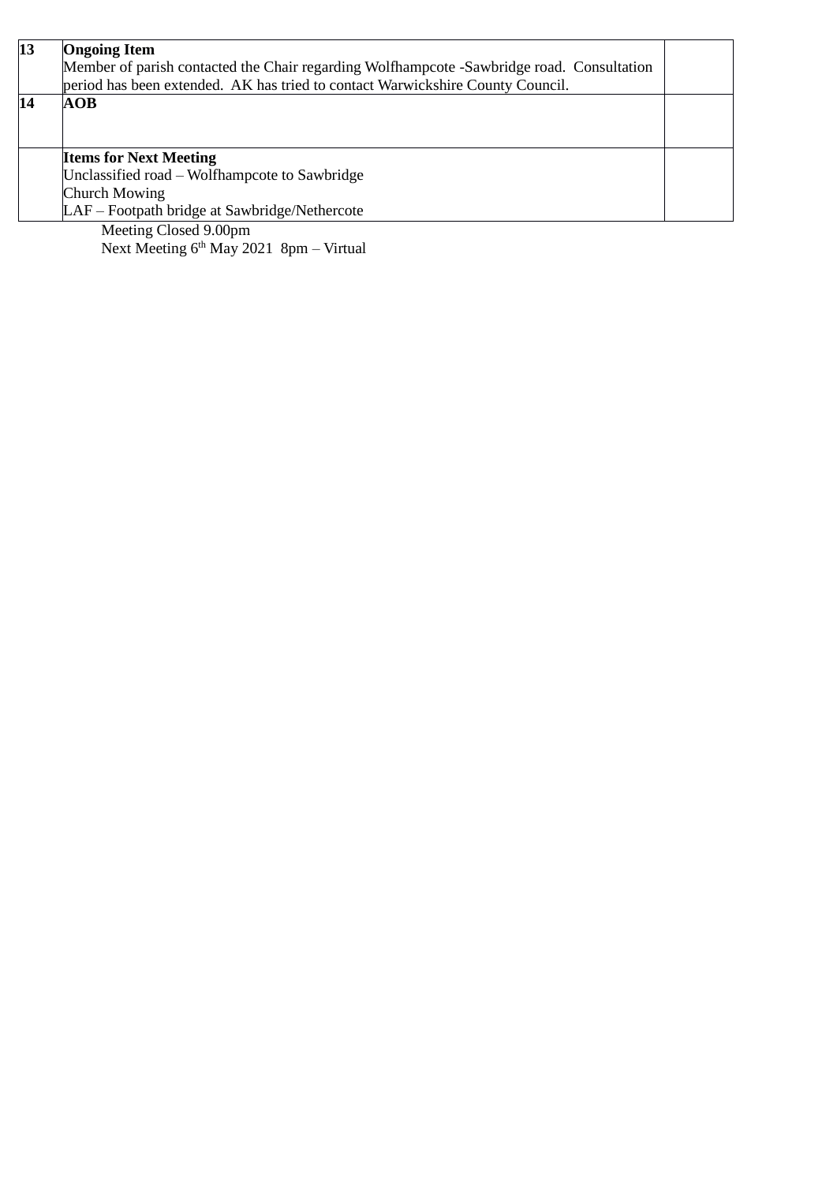| | | |
|---|---|---|
| **13** | **Ongoing Item**<br>Member of parish contacted the Chair regarding Wolfhampcote -Sawbridge road. Consultation period has been extended. AK has tried to contact Warwickshire County Council. | |
| **14** | **AOB** | |
| | **Items for Next Meeting**<br>Unclassified road – Wolfhampcote to Sawbridge<br>Church Mowing<br>LAF – Footpath bridge at Sawbridge/Nethercote | |

Meeting Closed 9.00pm

Next Meeting 6th May 2021 8pm – Virtual